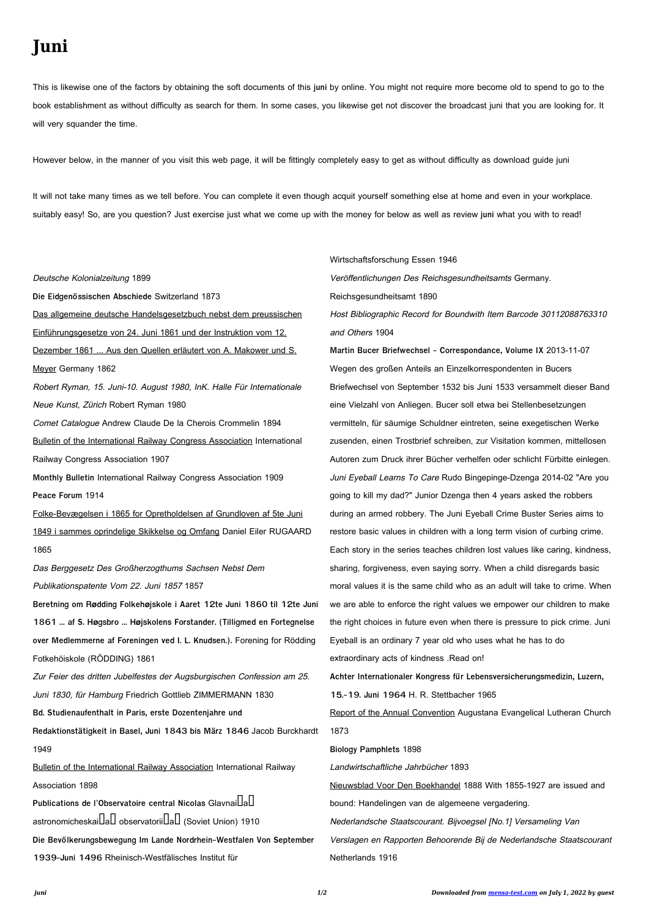# Juni

This is likewise one of the factors by obtaining the soft documents of this **juni** by online. You might not require more become old to spend to go to the book establishment as without difficulty as search for them. In some cases, you likewise get not discover the broadcast juni that you are looking for. It will very squander the time.

However below, in the manner of you visit this web page, it will be fittingly completely easy to get as without difficulty as download guide juni

It will not take many times as we tell before. You can complete it even though acquit yourself something else at home and even in your workplace. suitably easy! So, are you question? Just exercise just what we come up with the money for below as well as review **juni** what you with to read!

*Deutsche Kolonialzeitung* 1899

**Die Eidgenössischen Abschiede** Switzerland 1873

Das allgemeine deutsche Handelsgesetzbuch nebst dem preussischen Einführungsgesetze von 24. Juni 1861 und der Instruktion vom 12. Dezember 1861 ... Aus den Quellen erläutert von A. Makower und S. Meyer Germany 1862

*Robert Ryman, 15. Juni-10. August 1980, InK. Halle Für Internationale Neue Kunst, Zürich* Robert Ryman 1980

*Comet Catalogue* Andrew Claude De la Cherois Crommelin 1894

Bulletin of the International Railway Congress Association International Railway Congress Association 1907

**Monthly Bulletin** International Railway Congress Association 1909

**Peace Forum** 1914

Folke-Bevægelsen i 1865 for Opretholdelsen af Grundloven af 5te Juni 1849 i sammes oprindelige Skikkelse og Omfang Daniel Eiler RUGAARD 1865

*Das Berggesetz Des Großherzogthums Sachsen Nebst Dem Publikationspatente Vom 22. Juni 1857* 1857

**Beretning om Rødding Folkehøjskole i Aaret 12te Juni 1860 til 12te Juni 1861 ... af S. Høgsbro ... Højskolens Forstander. (Tilligmed en Fortegnelse over Medlemmerne af Foreningen ved I. L. Knudsen.).** Forening for Rödding Fotkehöiskole (RÖDDING) 1861

*Zur Feier des dritten Jubelfestes der Augsburgischen Confession am 25. Juni 1830, für Hamburg* Friedrich Gottlieb ZIMMERMANN 1830

**Bd. Studienaufenthalt in Paris, erste Dozentenjahre und Redaktionstätigkeit in Basel, Juni 1843 bis März 1846** Jacob Burckhardt 1949

Bulletin of the International Railway Association International Railway Association 1898

**Publications de l'Observatoire central Nicolas** Glavnai͡a astronomicheskai͡a observatorii͡a (Soviet Union) 1910

**Die Bevölkerungsbewegung Im Lande Nordrhein-Westfalen Von September 1939-Juni 1496** Rheinisch-Westfälisches Institut für Wirtschaftsforschung Essen 1946

*Veröffentlichungen Des Reichsgesundheitsamts* Germany. Reichsgesundheitsamt 1890

*Host Bibliographic Record for Boundwith Item Barcode 30112088763310 and Others* 1904

**Martin Bucer Briefwechsel - Correspondance, Volume IX** 2013-11-07 Wegen des großen Anteils an Einzelkorrespondenten in Bucers Briefwechsel von September 1532 bis Juni 1533 versammelt dieser Band eine Vielzahl von Anliegen. Bucer soll etwa bei Stellenbesetzungen vermitteln, für säumige Schuldner eintreten, seine exegetischen Werke zusenden, einen Trostbrief schreiben, zur Visitation kommen, mittellosen Autoren zum Druck ihrer Bücher verhelfen oder schlicht Fürbitte einlegen.

*Juni Eyeball Learns To Care* Rudo Bingepinge-Dzenga 2014-02 "Are you going to kill my dad?" Junior Dzenga then 4 years asked the robbers during an armed robbery. The Juni Eyeball Crime Buster Series aims to restore basic values in children with a long term vision of curbing crime. Each story in the series teaches children lost values like caring, kindness, sharing, forgiveness, even saying sorry. When a child disregards basic moral values it is the same child who as an adult will take to crime. When we are able to enforce the right values we empower our children to make the right choices in future even when there is pressure to pick crime. Juni Eyeball is an ordinary 7 year old who uses what he has to do extraordinary acts of kindness .Read on!

**Achter Internationaler Kongress für Lebensversicherungsmedizin, Luzern, 15.-19. Juni 1964** H. R. Stettbacher 1965

Report of the Annual Convention Augustana Evangelical Lutheran Church 1873

**Biology Pamphlets** 1898

*Landwirtschaftliche Jahrbücher* 1893

Nieuwsblad Voor Den Boekhandel 1888 With 1855-1927 are issued and bound: Handelingen van de algemeene vergadering.

*Nederlandsche Staatscourant. Bijvoegsel [No.1] Versameling Van Verslagen en Rapporten Behoorende Bij de Nederlandsche Staatscourant* Netherlands 1916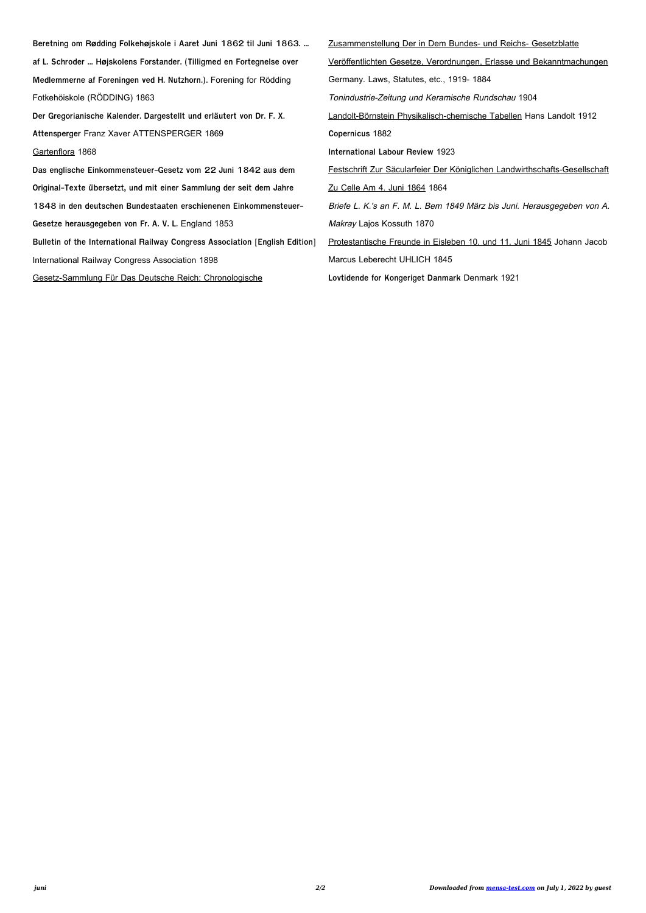**Beretning om Rødding Folkehøjskole i Aaret Juni 1862 til Juni 1863. ... af L. Schroder ... Højskolens Forstander. (Tilligmed en Fortegnelse over Medlemmerne af Foreningen ved H. Nutzhorn.).** Forening for Rödding Fotkehöiskole (RÖDDING) 1863

**Der Gregorianische Kalender. Dargestellt und erläutert von Dr. F. X. Attensperger** Franz Xaver ATTENSPERGER 1869

Gartenflora 1868

**Das englische Einkommensteuer-Gesetz vom 22 Juni 1842 aus dem Original-Texte übersetzt, und mit einer Sammlung der seit dem Jahre 1848 in den deutschen Bundestaaten erschienenen Einkommensteuer-Gesetze herausgegeben von Fr. A. V. L.** England 1853

**Bulletin of the International Railway Congress Association [English Edition]** International Railway Congress Association 1898

Gesetz-Sammlung Für Das Deutsche Reich; Chronologische Zusammenstellung Der in Dem Bundes- und Reichs- Gesetzblatte Veröffentlichten Gesetze, Verordnungen, Erlasse und Bekanntmachungen Germany. Laws, Statutes, etc., 1919- 1884

*Tonindustrie-Zeitung und Keramische Rundschau* 1904

Landolt-Börnstein Physikalisch-chemische Tabellen Hans Landolt 1912

**Copernicus** 1882

**International Labour Review** 1923

Festschrift Zur Säcularfeier Der Königlichen Landwirthschafts-Gesellschaft Zu Celle Am 4. Juni 1864 1864

*Briefe L. K.'s an F. M. L. Bem 1849 März bis Juni. Herausgegeben von A. Makray* Lajos Kossuth 1870

Protestantische Freunde in Eisleben 10. und 11. Juni 1845 Johann Jacob Marcus Leberecht UHLICH 1845

**Lovtidende for Kongeriget Danmark** Denmark 1921